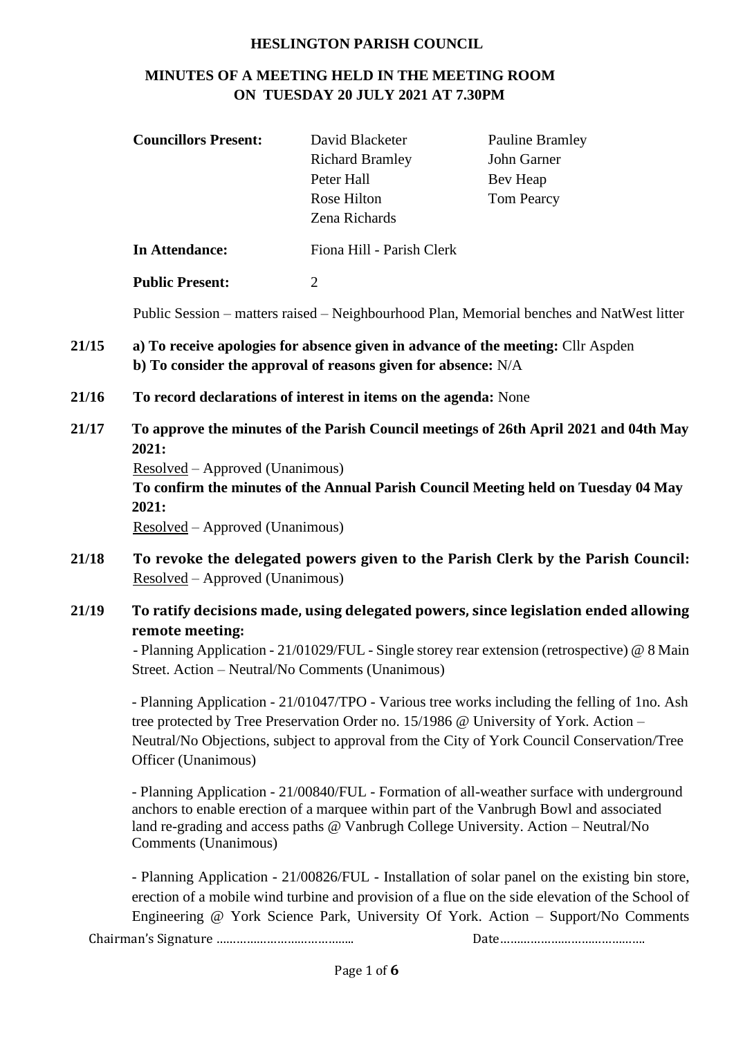# HESLINGTON PARISH COUNCIL

## MINUTES OF A MEETING HELD IN THE MEETING ROOM ON TUESDAY 20 JULY 2021 AT 7.30PM

| | | |
|---|---|---|
| **Councillors Present:** | David Blacketer | Pauline Bramley |
| | Richard Bramley | John Garner |
| | Peter Hall | Bev Heap |
| | Rose Hilton | Tom Pearcy |
| | Zena Richards | |
| **In Attendance:** | Fiona Hill - Parish Clerk | |
| **Public Present:** | 2 | |

Public Session – matters raised – Neighbourhood Plan, Memorial benches and NatWest litter

**21/15 a) To receive apologies for absence given in advance of the meeting:** Cllr Aspden
**b) To consider the approval of reasons given for absence:** N/A

**21/16 To record declarations of interest in items on the agenda:** None

**21/17 To approve the minutes of the Parish Council meetings of 26th April 2021 and 04th May 2021:**
Resolved – Approved (Unanimous)
**To confirm the minutes of the Annual Parish Council Meeting held on Tuesday 04 May 2021:**
Resolved – Approved (Unanimous)

**21/18 To revoke the delegated powers given to the Parish Clerk by the Parish Council:**
Resolved – Approved (Unanimous)

**21/19 To ratify decisions made, using delegated powers, since legislation ended allowing remote meeting:**

- Planning Application - 21/01029/FUL - Single storey rear extension (retrospective) @ 8 Main Street. Action – Neutral/No Comments (Unanimous)

- Planning Application - 21/01047/TPO - Various tree works including the felling of 1no. Ash tree protected by Tree Preservation Order no. 15/1986 @ University of York. Action – Neutral/No Objections, subject to approval from the City of York Council Conservation/Tree Officer (Unanimous)

- Planning Application - 21/00840/FUL - Formation of all-weather surface with underground anchors to enable erection of a marquee within part of the Vanbrugh Bowl and associated land re-grading and access paths @ Vanbrugh College University. Action – Neutral/No Comments (Unanimous)

- Planning Application - 21/00826/FUL - Installation of solar panel on the existing bin store, erection of a mobile wind turbine and provision of a flue on the side elevation of the School of Engineering @ York Science Park, University Of York. Action – Support/No Comments

Chairman's Signature …………………………………. Date…………………………………..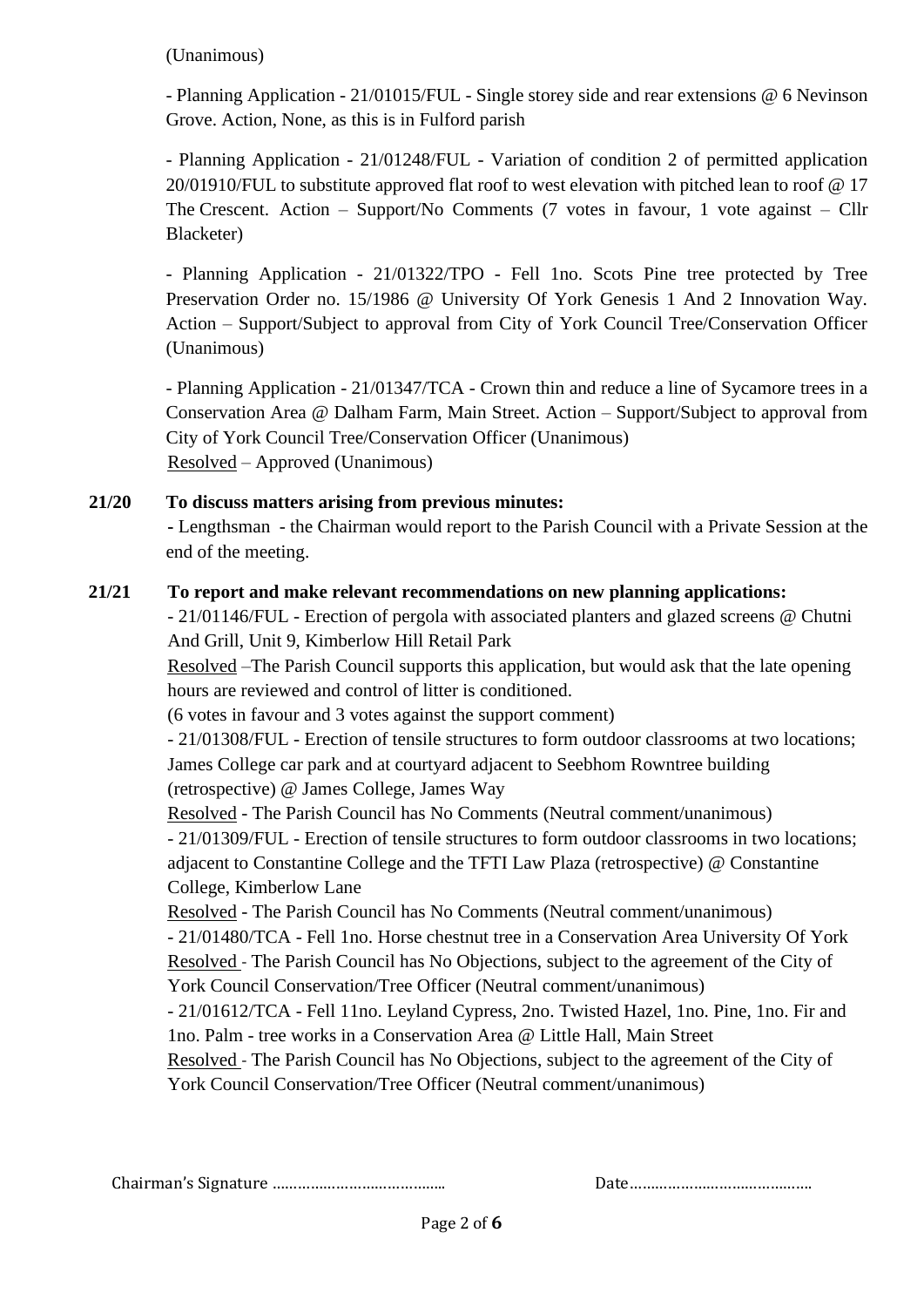(Unanimous)

- Planning Application - 21/01015/FUL - Single storey side and rear extensions @ 6 Nevinson Grove. Action, None, as this is in Fulford parish

- Planning Application - 21/01248/FUL - Variation of condition 2 of permitted application 20/01910/FUL to substitute approved flat roof to west elevation with pitched lean to roof @ 17 The Crescent. Action – Support/No Comments (7 votes in favour, 1 vote against – Cllr Blacketer)

- Planning Application - 21/01322/TPO - Fell 1no. Scots Pine tree protected by Tree Preservation Order no. 15/1986 @ University Of York Genesis 1 And 2 Innovation Way. Action – Support/Subject to approval from City of York Council Tree/Conservation Officer (Unanimous)

- Planning Application - 21/01347/TCA - Crown thin and reduce a line of Sycamore trees in a Conservation Area @ Dalham Farm, Main Street. Action – Support/Subject to approval from City of York Council Tree/Conservation Officer (Unanimous)

Resolved – Approved (Unanimous)

**21/20 To discuss matters arising from previous minutes:**

- Lengthsman - the Chairman would report to the Parish Council with a Private Session at the end of the meeting.

**21/21 To report and make relevant recommendations on new planning applications:**

- 21/01146/FUL - Erection of pergola with associated planters and glazed screens @ Chutni And Grill, Unit 9, Kimberlow Hill Retail Park

Resolved –The Parish Council supports this application, but would ask that the late opening hours are reviewed and control of litter is conditioned.

(6 votes in favour and 3 votes against the support comment)

- 21/01308/FUL - Erection of tensile structures to form outdoor classrooms at two locations; James College car park and at courtyard adjacent to Seebhom Rowntree building (retrospective) @ James College, James Way

Resolved - The Parish Council has No Comments (Neutral comment/unanimous)

- 21/01309/FUL - Erection of tensile structures to form outdoor classrooms in two locations; adjacent to Constantine College and the TFTI Law Plaza (retrospective) @ Constantine College, Kimberlow Lane

Resolved - The Parish Council has No Comments (Neutral comment/unanimous)

- 21/01480/TCA - Fell 1no. Horse chestnut tree in a Conservation Area University Of York

Resolved - The Parish Council has No Objections, subject to the agreement of the City of York Council Conservation/Tree Officer (Neutral comment/unanimous)

- 21/01612/TCA - Fell 11no. Leyland Cypress, 2no. Twisted Hazel, 1no. Pine, 1no. Fir and 1no. Palm - tree works in a Conservation Area @ Little Hall, Main Street

Resolved - The Parish Council has No Objections, subject to the agreement of the City of York Council Conservation/Tree Officer (Neutral comment/unanimous)

Chairman's Signature ………………………………… Date……………………………………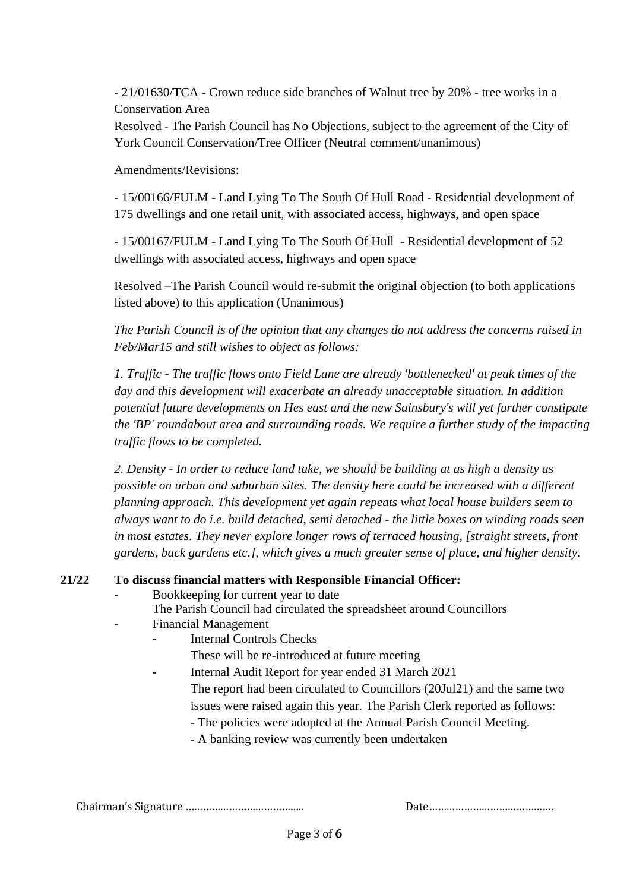- 21/01630/TCA - Crown reduce side branches of Walnut tree by 20% - tree works in a Conservation Area

Resolved - The Parish Council has No Objections, subject to the agreement of the City of York Council Conservation/Tree Officer (Neutral comment/unanimous)

Amendments/Revisions:

- 15/00166/FULM - Land Lying To The South Of Hull Road - Residential development of 175 dwellings and one retail unit, with associated access, highways, and open space

- 15/00167/FULM - Land Lying To The South Of Hull - Residential development of 52 dwellings with associated access, highways and open space

Resolved –The Parish Council would re-submit the original objection (to both applications listed above) to this application (Unanimous)

*The Parish Council is of the opinion that any changes do not address the concerns raised in Feb/Mar15 and still wishes to object as follows:*

*1. Traffic - The traffic flows onto Field Lane are already 'bottlenecked' at peak times of the day and this development will exacerbate an already unacceptable situation. In addition potential future developments on Hes east and the new Sainsbury's will yet further constipate the 'BP' roundabout area and surrounding roads. We require a further study of the impacting traffic flows to be completed.*

*2. Density - In order to reduce land take, we should be building at as high a density as possible on urban and suburban sites. The density here could be increased with a different planning approach. This development yet again repeats what local house builders seem to always want to do i.e. build detached, semi detached - the little boxes on winding roads seen in most estates. They never explore longer rows of terraced housing, [straight streets, front gardens, back gardens etc.], which gives a much greater sense of place, and higher density.*

**21/22 To discuss financial matters with Responsible Financial Officer:**

- Bookkeeping for current year to date
  The Parish Council had circulated the spreadsheet around Councillors
- Financial Management
  - Internal Controls Checks
    These will be re-introduced at future meeting
  - Internal Audit Report for year ended 31 March 2021
    The report had been circulated to Councillors (20Jul21) and the same two issues were raised again this year. The Parish Clerk reported as follows:
    - The policies were adopted at the Annual Parish Council Meeting.
    - A banking review was currently been undertaken

Chairman's Signature ………………………………… Date……………………………….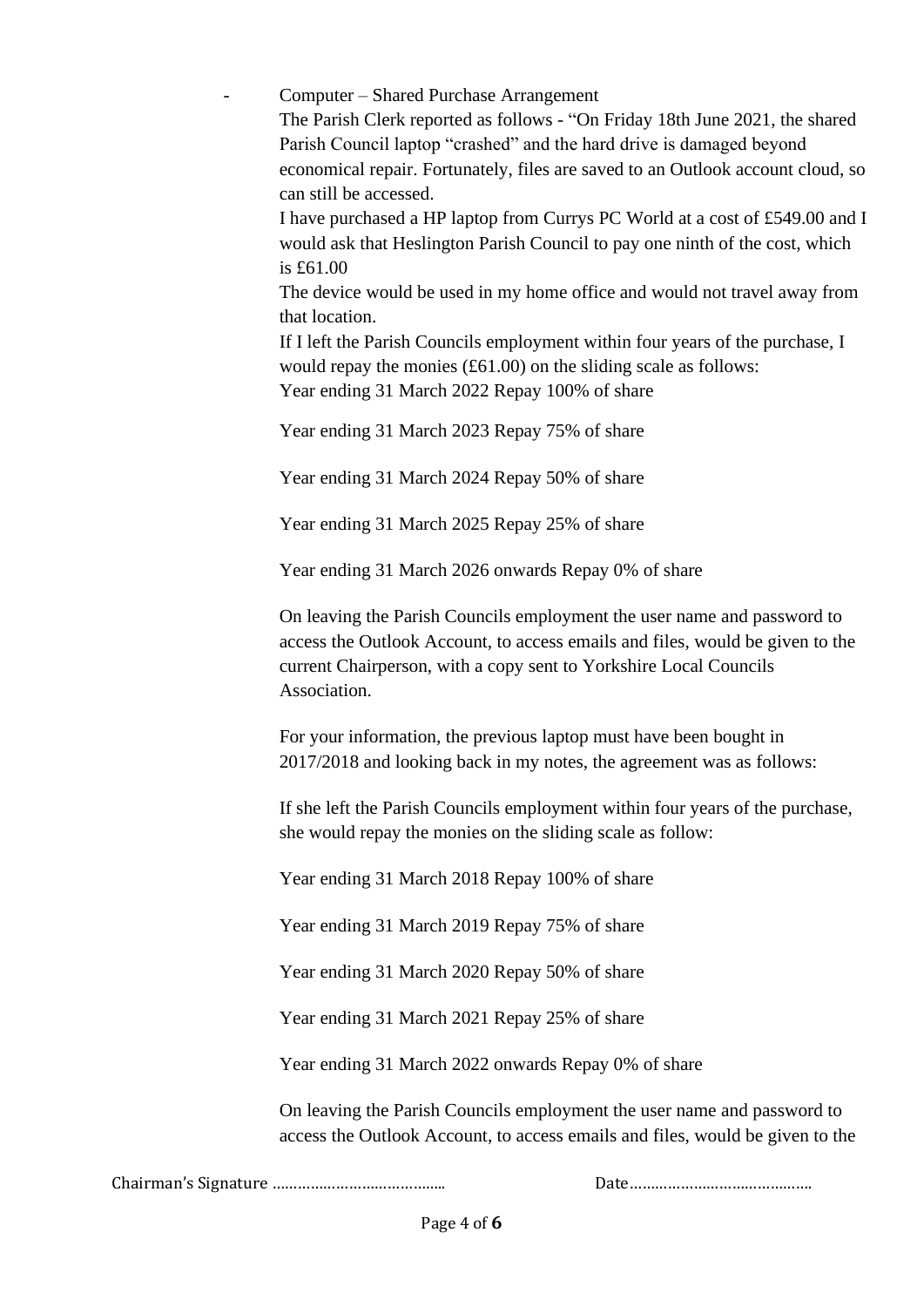- Computer – Shared Purchase Arrangement

  The Parish Clerk reported as follows - "On Friday 18th June 2021, the shared Parish Council laptop "crashed" and the hard drive is damaged beyond economical repair. Fortunately, files are saved to an Outlook account cloud, so can still be accessed.

  I have purchased a HP laptop from Currys PC World at a cost of £549.00 and I would ask that Heslington Parish Council to pay one ninth of the cost, which is £61.00

  The device would be used in my home office and would not travel away from that location.

  If I left the Parish Councils employment within four years of the purchase, I would repay the monies (£61.00) on the sliding scale as follows:

  Year ending 31 March 2022 Repay 100% of share

  Year ending 31 March 2023 Repay 75% of share

  Year ending 31 March 2024 Repay 50% of share

  Year ending 31 March 2025 Repay 25% of share

  Year ending 31 March 2026 onwards Repay 0% of share

  On leaving the Parish Councils employment the user name and password to access the Outlook Account, to access emails and files, would be given to the current Chairperson, with a copy sent to Yorkshire Local Councils Association.

  For your information, the previous laptop must have been bought in 2017/2018 and looking back in my notes, the agreement was as follows:

  If she left the Parish Councils employment within four years of the purchase, she would repay the monies on the sliding scale as follow:

  Year ending 31 March 2018 Repay 100% of share

  Year ending 31 March 2019 Repay 75% of share

  Year ending 31 March 2020 Repay 50% of share

  Year ending 31 March 2021 Repay 25% of share

  Year ending 31 March 2022 onwards Repay 0% of share

  On leaving the Parish Councils employment the user name and password to access the Outlook Account, to access emails and files, would be given to the

Chairman's Signature ………………………………… Date……………………………………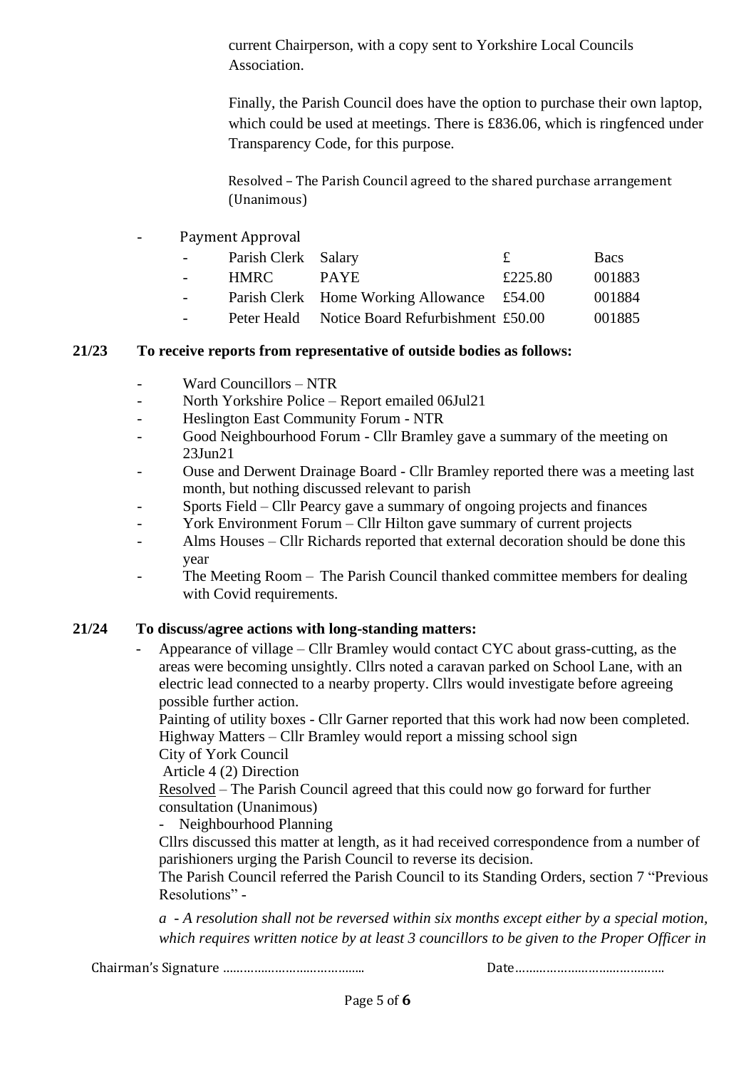current Chairperson, with a copy sent to Yorkshire Local Councils Association.

Finally, the Parish Council does have the option to purchase their own laptop, which could be used at meetings. There is £836.06, which is ringfenced under Transparency Code, for this purpose.

Resolved – The Parish Council agreed to the shared purchase arrangement (Unanimous)

- Payment Approval

| | | | | |
|---|---|---|---|---|
| - | Parish Clerk | Salary | £ | Bacs |
| - | HMRC | PAYE | £225.80 | 001883 |
| - | Parish Clerk | Home Working Allowance | £54.00 | 001884 |
| - | Peter Heald | Notice Board Refurbishment | £50.00 | 001885 |

**21/23 To receive reports from representative of outside bodies as follows:**

- Ward Councillors – NTR
- North Yorkshire Police – Report emailed 06Jul21
- Heslington East Community Forum - NTR
- Good Neighbourhood Forum - Cllr Bramley gave a summary of the meeting on 23Jun21
- Ouse and Derwent Drainage Board - Cllr Bramley reported there was a meeting last month, but nothing discussed relevant to parish
- Sports Field – Cllr Pearcy gave a summary of ongoing projects and finances
- York Environment Forum – Cllr Hilton gave summary of current projects
- Alms Houses – Cllr Richards reported that external decoration should be done this year
- The Meeting Room – The Parish Council thanked committee members for dealing with Covid requirements.

**21/24 To discuss/agree actions with long-standing matters:**

- Appearance of village – Cllr Bramley would contact CYC about grass-cutting, as the areas were becoming unsightly. Cllrs noted a caravan parked on School Lane, with an electric lead connected to a nearby property. Cllrs would investigate before agreeing possible further action.

  Painting of utility boxes - Cllr Garner reported that this work had now been completed.
  Highway Matters – Cllr Bramley would report a missing school sign
  City of York Council
  Article 4 (2) Direction
  Resolved – The Parish Council agreed that this could now go forward for further consultation (Unanimous)
  - Neighbourhood Planning
  Cllrs discussed this matter at length, as it had received correspondence from a number of parishioners urging the Parish Council to reverse its decision.
  The Parish Council referred the Parish Council to its Standing Orders, section 7 "Previous Resolutions" -

  *a - A resolution shall not be reversed within six months except either by a special motion, which requires written notice by at least 3 councillors to be given to the Proper Officer in*

Chairman's Signature …………………………………… Date……………………………………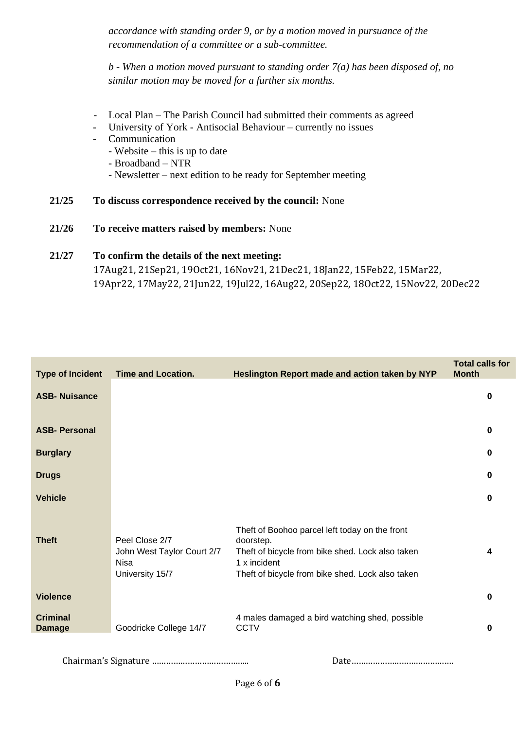*accordance with standing order 9, or by a motion moved in pursuance of the recommendation of a committee or a sub-committee.*

*b - When a motion moved pursuant to standing order 7(a) has been disposed of, no similar motion may be moved for a further six months.*

- Local Plan – The Parish Council had submitted their comments as agreed
- University of York - Antisocial Behaviour – currently no issues
- Communication
  - Website – this is up to date
  - Broadband – NTR
  - Newsletter – next edition to be ready for September meeting

**21/25 To discuss correspondence received by the council:** None

**21/26 To receive matters raised by members:** None

**21/27 To confirm the details of the next meeting:**
17Aug21, 21Sep21, 19Oct21, 16Nov21, 21Dec21, 18Jan22, 15Feb22, 15Mar22, 19Apr22, 17May22, 21Jun22, 19Jul22, 16Aug22, 20Sep22, 18Oct22, 15Nov22, 20Dec22

| Type of Incident | Time and Location. | Heslington Report made and action taken by NYP | Total calls for Month |
|---|---|---|---|
| **ASB- Nuisance** | | | **0** |
| **ASB- Personal** | | | **0** |
| **Burglary** | | | **0** |
| **Drugs** | | | **0** |
| **Vehicle** | | | **0** |
| **Theft** | Peel Close 2/7<br>John West Taylor Court 2/7<br>Nisa<br>University 15/7 | Theft of Boohoo parcel left today on the front doorstep.<br>Theft of bicycle from bike shed. Lock also taken<br>1 x incident<br>Theft of bicycle from bike shed. Lock also taken | **4** |
| **Violence** | | | **0** |
| **Criminal Damage** | Goodricke College 14/7 | 4 males damaged a bird watching shed, possible CCTV | **0** |

Chairman's Signature …………………………………… Date……………………………………